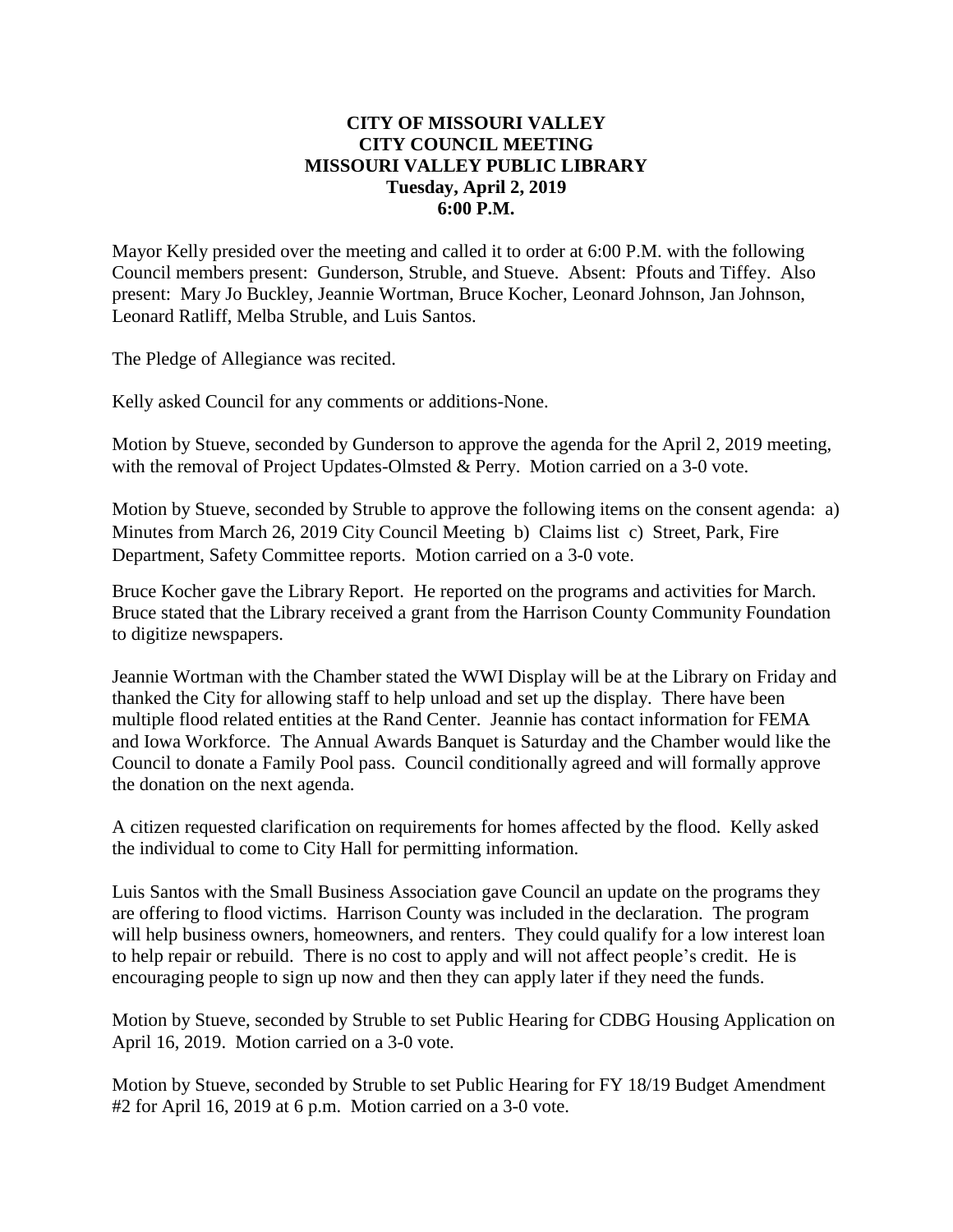# CITY OF MISSOURI VALLEY
## CITY COUNCIL MEETING
## MISSOURI VALLEY PUBLIC LIBRARY
### Tuesday, April 2, 2019
### 6:00 P.M.

Mayor Kelly presided over the meeting and called it to order at 6:00 P.M. with the following Council members present: Gunderson, Struble, and Stueve. Absent: Pfouts and Tiffey. Also present: Mary Jo Buckley, Jeannie Wortman, Bruce Kocher, Leonard Johnson, Jan Johnson, Leonard Ratliff, Melba Struble, and Luis Santos.

The Pledge of Allegiance was recited.

Kelly asked Council for any comments or additions-None.

Motion by Stueve, seconded by Gunderson to approve the agenda for the April 2, 2019 meeting, with the removal of Project Updates-Olmsted & Perry. Motion carried on a 3-0 vote.

Motion by Stueve, seconded by Struble to approve the following items on the consent agenda: a) Minutes from March 26, 2019 City Council Meeting b) Claims list c) Street, Park, Fire Department, Safety Committee reports. Motion carried on a 3-0 vote.

Bruce Kocher gave the Library Report. He reported on the programs and activities for March. Bruce stated that the Library received a grant from the Harrison County Community Foundation to digitize newspapers.

Jeannie Wortman with the Chamber stated the WWI Display will be at the Library on Friday and thanked the City for allowing staff to help unload and set up the display. There have been multiple flood related entities at the Rand Center. Jeannie has contact information for FEMA and Iowa Workforce. The Annual Awards Banquet is Saturday and the Chamber would like the Council to donate a Family Pool pass. Council conditionally agreed and will formally approve the donation on the next agenda.

A citizen requested clarification on requirements for homes affected by the flood. Kelly asked the individual to come to City Hall for permitting information.

Luis Santos with the Small Business Association gave Council an update on the programs they are offering to flood victims. Harrison County was included in the declaration. The program will help business owners, homeowners, and renters. They could qualify for a low interest loan to help repair or rebuild. There is no cost to apply and will not affect people's credit. He is encouraging people to sign up now and then they can apply later if they need the funds.

Motion by Stueve, seconded by Struble to set Public Hearing for CDBG Housing Application on April 16, 2019. Motion carried on a 3-0 vote.

Motion by Stueve, seconded by Struble to set Public Hearing for FY 18/19 Budget Amendment #2 for April 16, 2019 at 6 p.m. Motion carried on a 3-0 vote.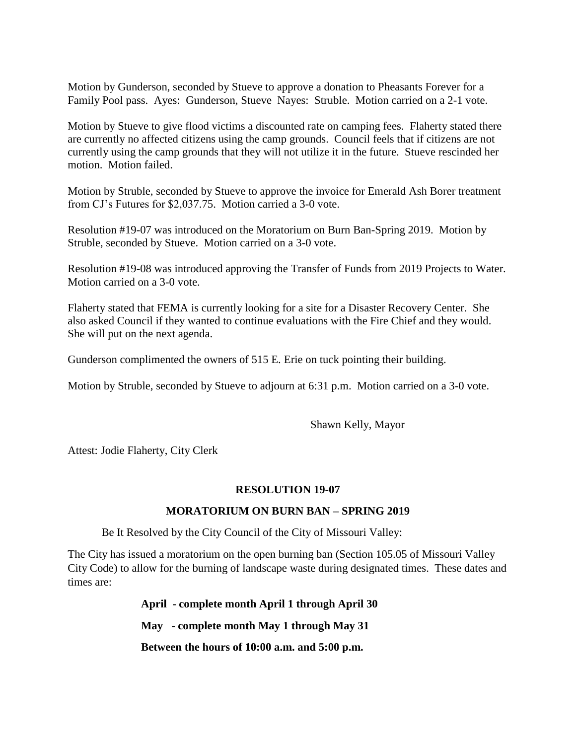Motion by Gunderson, seconded by Stueve to approve a donation to Pheasants Forever for a Family Pool pass. Ayes: Gunderson, Stueve Nayes: Struble. Motion carried on a 2-1 vote.

Motion by Stueve to give flood victims a discounted rate on camping fees. Flaherty stated there are currently no affected citizens using the camp grounds. Council feels that if citizens are not currently using the camp grounds that they will not utilize it in the future. Stueve rescinded her motion. Motion failed.

Motion by Struble, seconded by Stueve to approve the invoice for Emerald Ash Borer treatment from CJ's Futures for $2,037.75. Motion carried a 3-0 vote.

Resolution #19-07 was introduced on the Moratorium on Burn Ban-Spring 2019. Motion by Struble, seconded by Stueve. Motion carried on a 3-0 vote.

Resolution #19-08 was introduced approving the Transfer of Funds from 2019 Projects to Water. Motion carried on a 3-0 vote.

Flaherty stated that FEMA is currently looking for a site for a Disaster Recovery Center. She also asked Council if they wanted to continue evaluations with the Fire Chief and they would. She will put on the next agenda.

Gunderson complimented the owners of 515 E. Erie on tuck pointing their building.

Motion by Struble, seconded by Stueve to adjourn at 6:31 p.m. Motion carried on a 3-0 vote.

Shawn Kelly, Mayor

Attest: Jodie Flaherty, City Clerk

## RESOLUTION 19-07

## MORATORIUM ON BURN BAN – SPRING 2019

Be It Resolved by the City Council of the City of Missouri Valley:

The City has issued a moratorium on the open burning ban (Section 105.05 of Missouri Valley City Code) to allow for the burning of landscape waste during designated times. These dates and times are:

**April - complete month April 1 through April 30**

**May - complete month May 1 through May 31**

**Between the hours of 10:00 a.m. and 5:00 p.m.**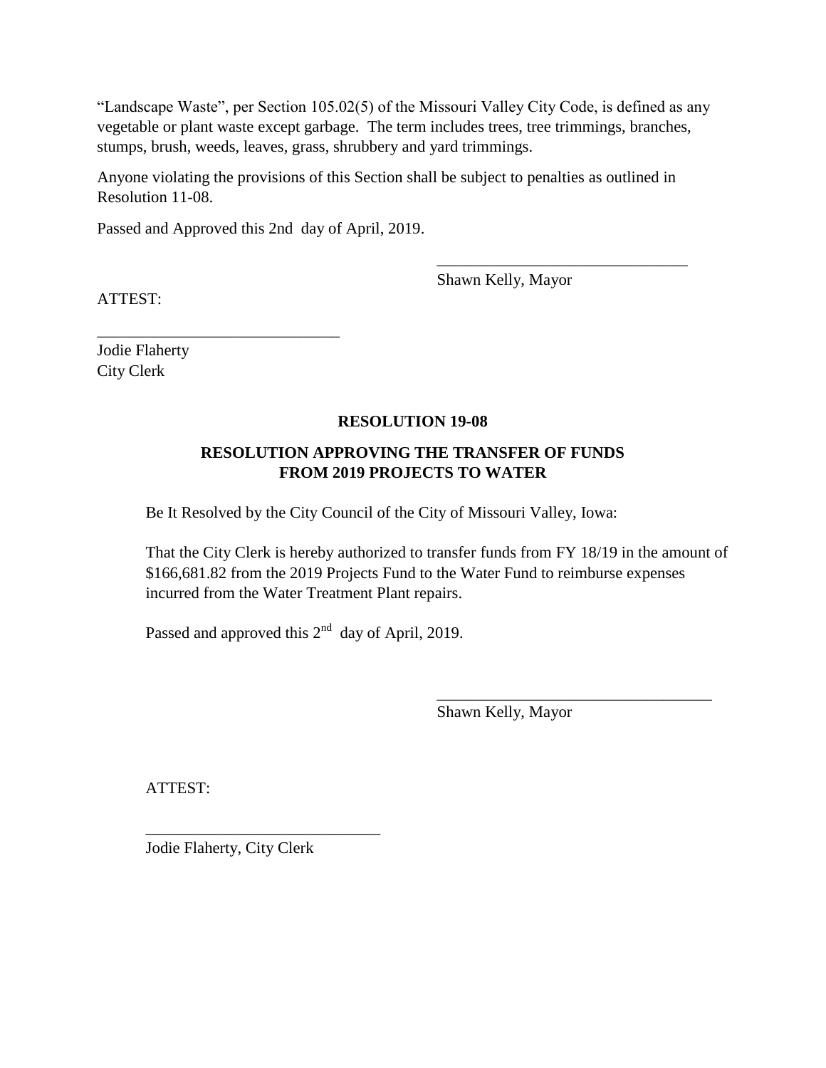"Landscape Waste", per Section 105.02(5) of the Missouri Valley City Code, is defined as any vegetable or plant waste except garbage. The term includes trees, tree trimmings, branches, stumps, brush, weeds, leaves, grass, shrubbery and yard trimmings.

Anyone violating the provisions of this Section shall be subject to penalties as outlined in Resolution 11-08.

Passed and Approved this 2nd day of April, 2019.

______________________________
Shawn Kelly, Mayor

ATTEST:

______________________________
Jodie Flaherty
City Clerk

**RESOLUTION 19-08**

**RESOLUTION APPROVING THE TRANSFER OF FUNDS FROM 2019 PROJECTS TO WATER**

Be It Resolved by the City Council of the City of Missouri Valley, Iowa:

That the City Clerk is hereby authorized to transfer funds from FY 18/19 in the amount of $166,681.82 from the 2019 Projects Fund to the Water Fund to reimburse expenses incurred from the Water Treatment Plant repairs.

Passed and approved this 2nd day of April, 2019.

______________________________
Shawn Kelly, Mayor

ATTEST:

______________________________
Jodie Flaherty, City Clerk